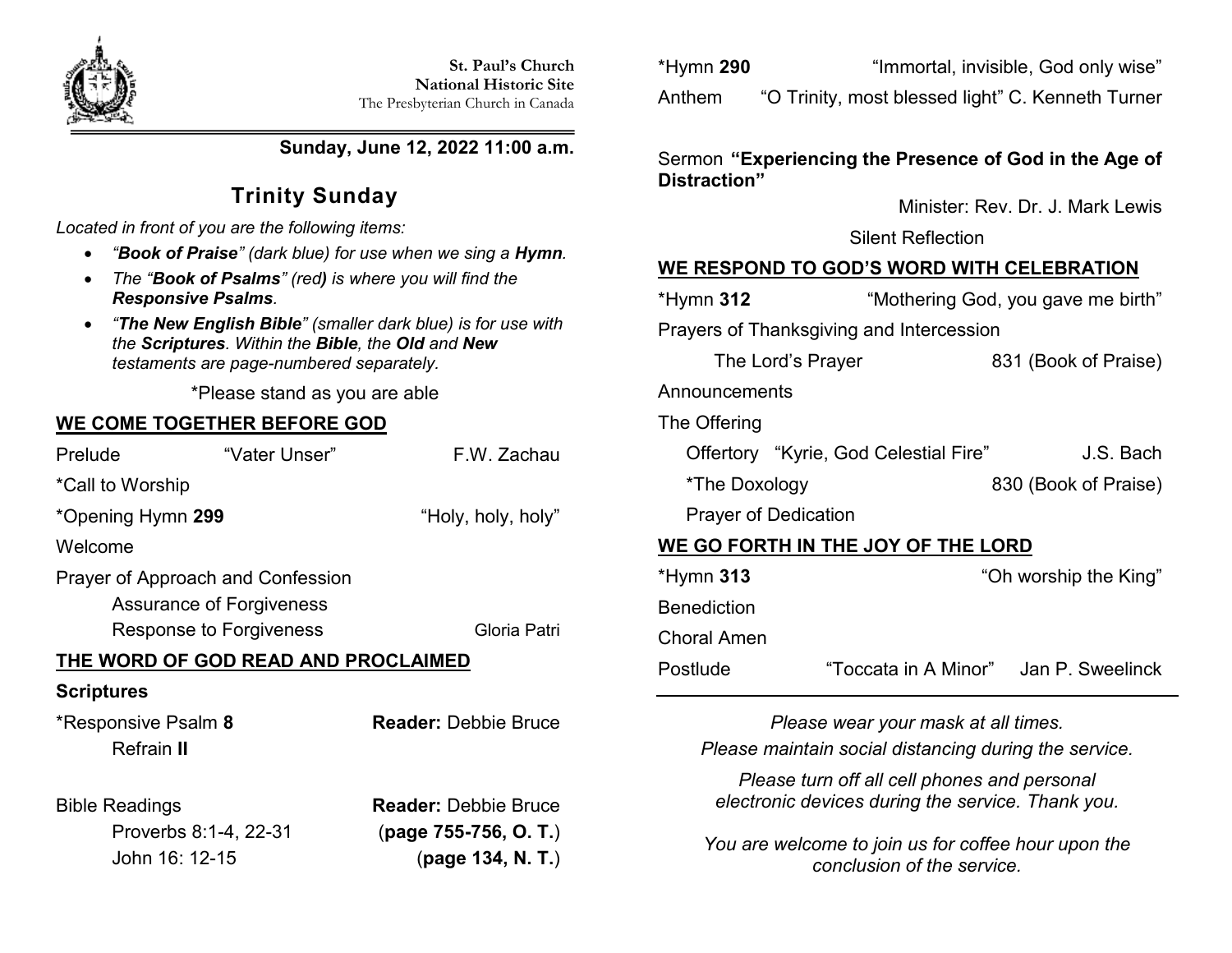**St. Paul's Church**
**National Historic Site**
The Presbyterian Church in Canada

**Sunday, June 12, 2022 11:00 a.m.**

# Trinity Sunday

*Located in front of you are the following items:*

- *"**Book of Praise**" (dark blue) for use when we sing a **Hymn**.*
- *The "**Book of Psalms**" (red**)** is where you will find the **Responsive Psalms**.*
- *"**The New English Bible**" (smaller dark blue) is for use with the **Scriptures**. Within the **Bible**, the **Old** and **New** testaments are page-numbered separately.*

*Please stand as you are able

## WE COME TOGETHER BEFORE GOD

Prelude "Vater Unser" F.W. Zachau

*Call to Worship

*Opening Hymn **299** "Holy, holy, holy"

Welcome

Prayer of Approach and Confession
 Assurance of Forgiveness
 Response to Forgiveness Gloria Patri

## THE WORD OF GOD READ AND PROCLAIMED

**Scriptures**

*Responsive Psalm **8** **Reader:** Debbie Bruce
 Refrain **II**

Bible Readings **Reader:** Debbie Bruce
 Proverbs 8:1-4, 22-31 (**page 755-756, O. T.**)
 John 16: 12-15 (**page 134, N. T.**)

*Hymn **290** "Immortal, invisible, God only wise"

Anthem "O Trinity, most blessed light" C. Kenneth Turner

Sermon **"Experiencing the Presence of God in the Age of Distraction"**

Minister: Rev. Dr. J. Mark Lewis

Silent Reflection

## WE RESPOND TO GOD'S WORD WITH CELEBRATION

*Hymn **312** "Mothering God, you gave me birth"

Prayers of Thanksgiving and Intercession
 The Lord's Prayer 831 (Book of Praise)

Announcements

The Offering
 Offertory "Kyrie, God Celestial Fire" J.S. Bach
 *The Doxology 830 (Book of Praise)
 Prayer of Dedication

## WE GO FORTH IN THE JOY OF THE LORD

*Hymn **313** "Oh worship the King"

Benediction

Choral Amen

Postlude "Toccata in A Minor" Jan P. Sweelinck

---

*Please wear your mask at all times.*
*Please maintain social distancing during the service.*

*Please turn off all cell phones and personal electronic devices during the service. Thank you.*

*You are welcome to join us for coffee hour upon the conclusion of the service.*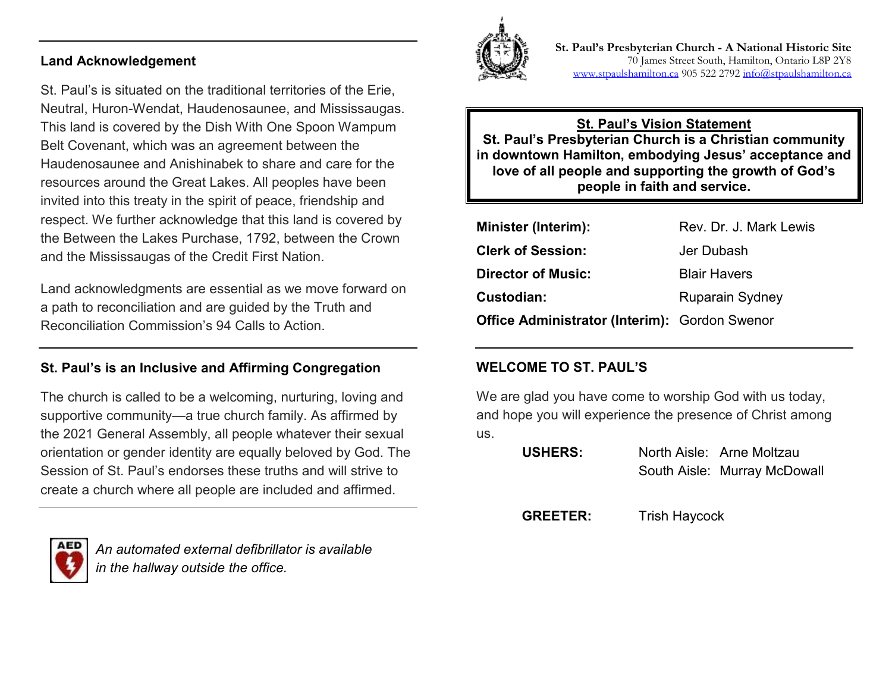## Land Acknowledgement

St. Paul's is situated on the traditional territories of the Erie, Neutral, Huron-Wendat, Haudenosaunee, and Mississaugas. This land is covered by the Dish With One Spoon Wampum Belt Covenant, which was an agreement between the Haudenosaunee and Anishinabek to share and care for the resources around the Great Lakes. All peoples have been invited into this treaty in the spirit of peace, friendship and respect. We further acknowledge that this land is covered by the Between the Lakes Purchase, 1792, between the Crown and the Mississaugas of the Credit First Nation.

Land acknowledgments are essential as we move forward on a path to reconciliation and are guided by the Truth and Reconciliation Commission's 94 Calls to Action.

## St. Paul's is an Inclusive and Affirming Congregation

The church is called to be a welcoming, nurturing, loving and supportive community—a true church family. As affirmed by the 2021 General Assembly, all people whatever their sexual orientation or gender identity are equally beloved by God. The Session of St. Paul's endorses these truths and will strive to create a church where all people are included and affirmed.

*An automated external defibrillator is available in the hallway outside the office.*

**St. Paul's Presbyterian Church - A National Historic Site**
70 James Street South, Hamilton, Ontario L8P 2Y8
www.stpaulshamilton.ca 905 522 2792 info@stpaulshamilton.ca

**St. Paul's Vision Statement**
**St. Paul's Presbyterian Church is a Christian community in downtown Hamilton, embodying Jesus' acceptance and love of all people and supporting the growth of God's people in faith and service.**

| | |
|---|---|
| **Minister (Interim):** | Rev. Dr. J. Mark Lewis |
| **Clerk of Session:** | Jer Dubash |
| **Director of Music:** | Blair Havers |
| **Custodian:** | Ruparain Sydney |
| **Office Administrator (Interim):** | Gordon Swenor |

## WELCOME TO ST. PAUL'S

We are glad you have come to worship God with us today, and hope you will experience the presence of Christ among us.

**USHERS:** North Aisle: Arne Moltzau
South Aisle: Murray McDowall

**GREETER:** Trish Haycock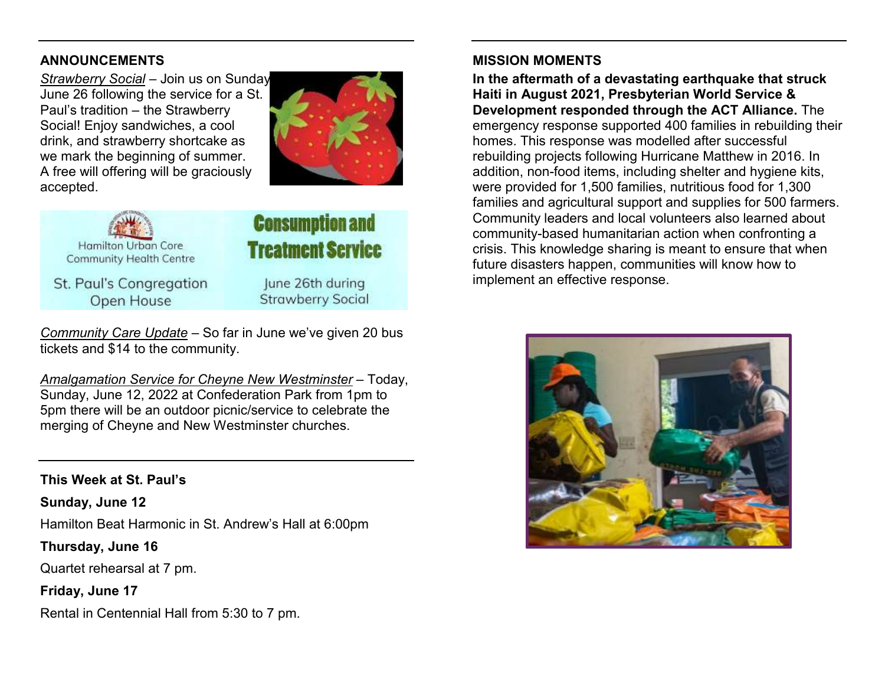## ANNOUNCEMENTS

*Strawberry Social* – Join us on Sunday June 26 following the service for a St. Paul's tradition – the Strawberry Social! Enjoy sandwiches, a cool drink, and strawberry shortcake as we mark the beginning of summer. A free will offering will be graciously accepted.

Hamilton Urban Core Community Health Centre

St. Paul's Congregation Open House

**Consumption and Treatment Service**

June 26th during Strawberry Social

*Community Care Update* – So far in June we've given 20 bus tickets and $14 to the community.

*Amalgamation Service for Cheyne New Westminster* – Today, Sunday, June 12, 2022 at Confederation Park from 1pm to 5pm there will be an outdoor picnic/service to celebrate the merging of Cheyne and New Westminster churches.

## This Week at St. Paul's

**Sunday, June 12**

Hamilton Beat Harmonic in St. Andrew's Hall at 6:00pm

**Thursday, June 16**

Quartet rehearsal at 7 pm.

**Friday, June 17**

Rental in Centennial Hall from 5:30 to 7 pm.

## MISSION MOMENTS

**In the aftermath of a devastating earthquake that struck Haiti in August 2021, Presbyterian World Service & Development responded through the ACT Alliance.** The emergency response supported 400 families in rebuilding their homes. This response was modelled after successful rebuilding projects following Hurricane Matthew in 2016. In addition, non-food items, including shelter and hygiene kits, were provided for 1,500 families, nutritious food for 1,300 families and agricultural support and supplies for 500 farmers. Community leaders and local volunteers also learned about community-based humanitarian action when confronting a crisis. This knowledge sharing is meant to ensure that when future disasters happen, communities will know how to implement an effective response.